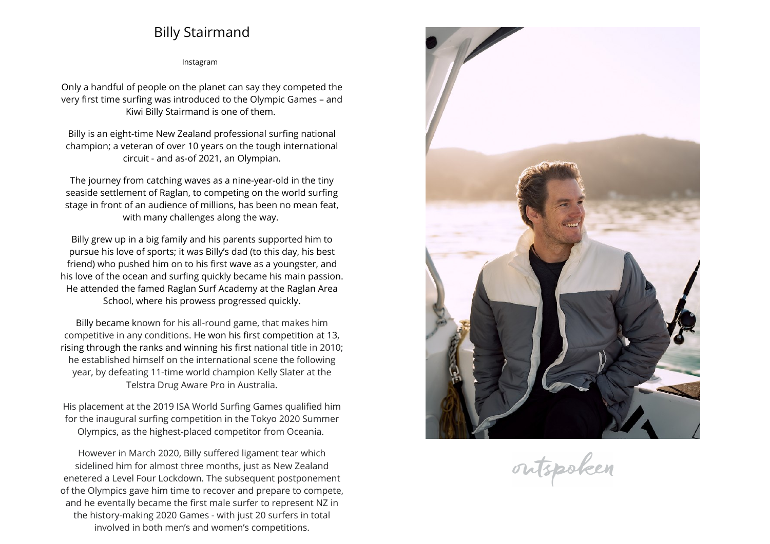# Billy Stairmand

Instagram

Only a handful of people on the planet can say they competed the very first time surfing was introduced to the Olympic Games – and Kiwi Billy Stairmand is one of them.

Billy is an eight-time New Zealand professional surfing national champion; a veteran of over 10 years on the tough international circuit - and as-of 2021, an Olympian.

The journey from catching waves as a nine-year-old in the tiny seaside settlement of Raglan, to competing on the world surfing stage in front of an audience of millions, has been no mean feat, with many challenges along the way.

Billy grew up in a big family and his parents supported him to pursue his love of sports; it was Billy's dad (to this day, his best friend) who pushed him on to his first wave as a youngster, and his love of the ocean and surfing quickly became his main passion. He attended the famed Raglan Surf Academy at the Raglan Area School, where his prowess progressed quickly.

Billy became known for his all-round game, that makes him competitive in any conditions. He won his first competition at 13, rising through the ranks and winning his first national title in 2010; he established himself on the international scene the following year, by defeating 11-time world champion Kelly Slater at the Telstra Drug Aware Pro in Australia.

His placement at the 2019 ISA World Surfing Games qualified him for the inaugural surfing competition in the Tokyo 2020 Summer Olympics, as the highest-placed competitor from Oceania.

However in March 2020, Billy suffered ligament tear which sidelined him for almost three months, just as New Zealand enetered a Level Four Lockdown. The subsequent postponement of the Olympics gave him time to recover and prepare to compete, and he eventally became the first male surfer to represent NZ in the history-making 2020 Games - with just 20 surfers in total involved in both men's and women's competitions.

outspoken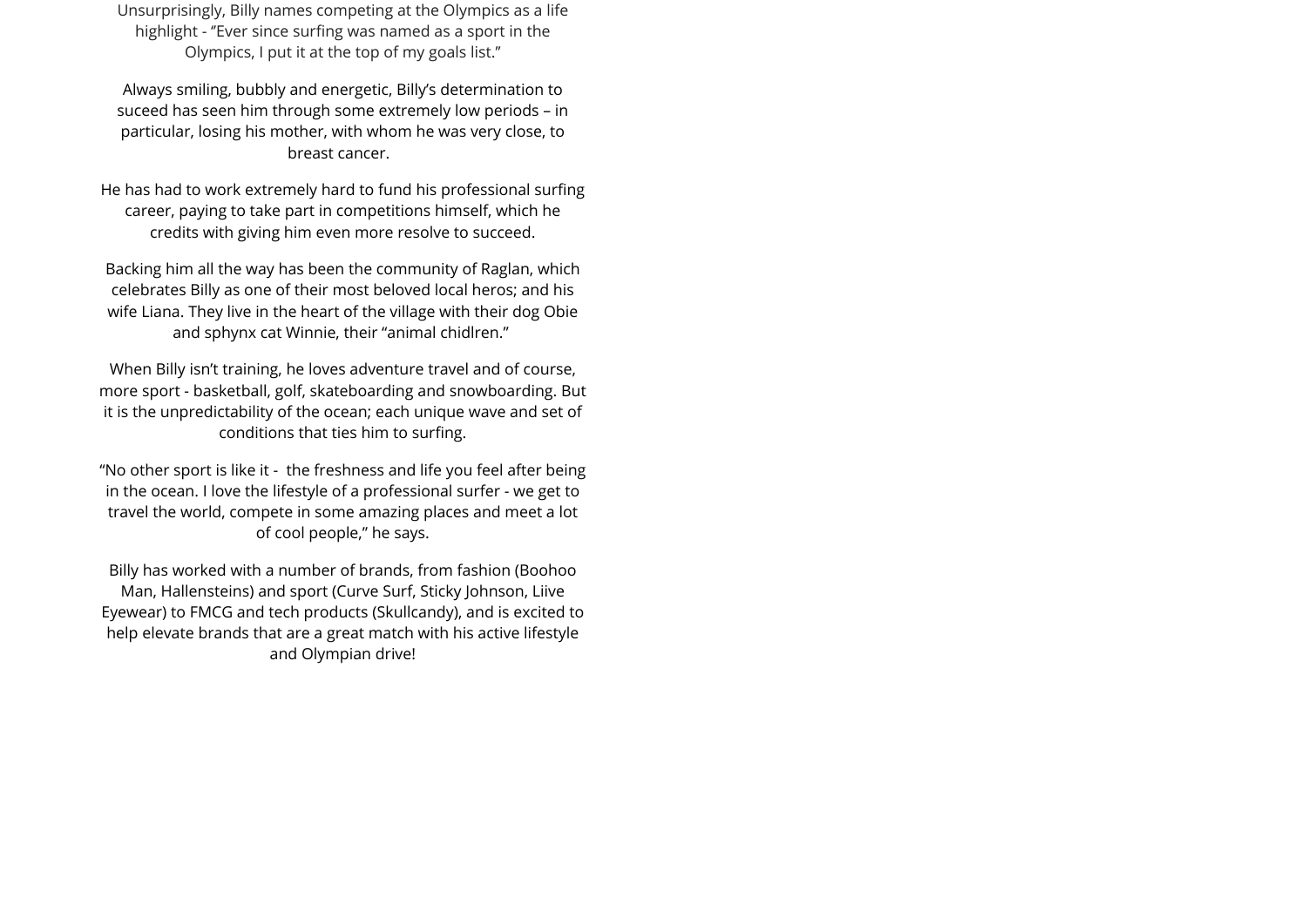Unsurprisingly, Billy names competing at the Olympics as a life highlight - "Ever since surfing was named as a sport in the Olympics, I put it at the top of my goals list."

Always smiling, bubbly and energetic, Billy's determination to suceed has seen him through some extremely low periods – in particular, losing his mother, with whom he was very close, to breast cancer.

He has had to work extremely hard to fund his professional surfing career, paying to take part in competitions himself, which he credits with giving him even more resolve to succeed.

Backing him all the way has been the community of Raglan, which celebrates Billy as one of their most beloved local heros; and his wife Liana. They live in the heart of the village with their dog Obie and sphynx cat Winnie, their "animal chidlren."

When Billy isn't training, he loves adventure travel and of course, more sport - basketball, golf, skateboarding and snowboarding. But it is the unpredictability of the ocean; each unique wave and set of conditions that ties him to surfing.

"No other sport is like it - the freshness and life you feel after being in the ocean. I love the lifestyle of a professional surfer - we get to travel the world, compete in some amazing places and meet a lot of cool people," he says.

Billy has worked with a number of brands, from fashion (Boohoo Man, Hallensteins) and sport (Curve Surf, Sticky Johnson, Liive Eyewear) to FMCG and tech products (Skullcandy), and is excited to help elevate brands that are a great match with his active lifestyle and Olympian drive!